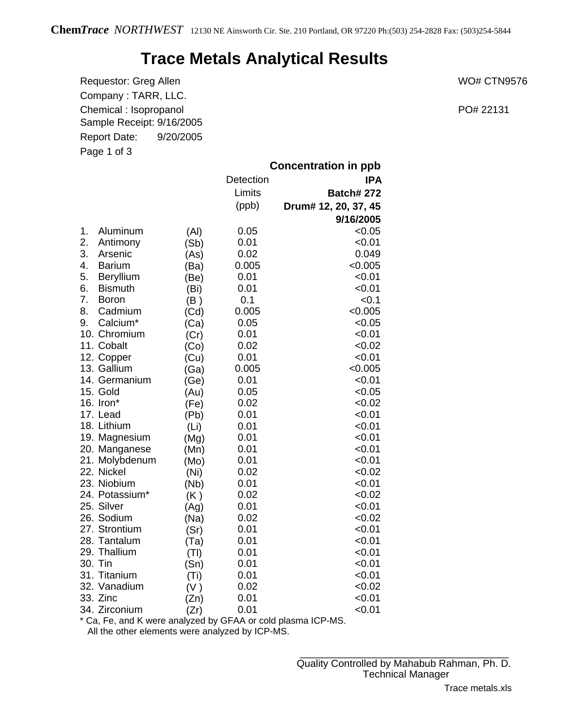**Chem*Trace* *NORTHWEST*** 12130 NE Ainsworth Cir. Ste. 210 Portland, OR 97220 Ph:(503) 254-2828 Fax: (503)254-5844

# Trace Metals Analytical Results

Requestor: Greg Allen WO# CTN9576

Company : TARR, LLC.

Chemical : Isopropanol PO# 22131

Sample Receipt: 9/16/2005

Report Date: 9/20/2005

Page 1 of 3

| | | | Detection Limits (ppb) | Concentration in ppb<br>**IPA**<br>**Batch# 272**<br>**Drum# 12, 20, 37, 45**<br>**9/16/2005** |
|---|---|---|---|---|
| 1. | Aluminum | (Al) | 0.05 | <0.05 |
| 2. | Antimony | (Sb) | 0.01 | <0.01 |
| 3. | Arsenic | (As) | 0.02 | 0.049 |
| 4. | Barium | (Ba) | 0.005 | <0.005 |
| 5. | Beryllium | (Be) | 0.01 | <0.01 |
| 6. | Bismuth | (Bi) | 0.01 | <0.01 |
| 7. | Boron | (B ) | 0.1 | <0.1 |
| 8. | Cadmium | (Cd) | 0.005 | <0.005 |
| 9. | Calcium* | (Ca) | 0.05 | <0.05 |
| 10. | Chromium | (Cr) | 0.01 | <0.01 |
| 11. | Cobalt | (Co) | 0.02 | <0.02 |
| 12. | Copper | (Cu) | 0.01 | <0.01 |
| 13. | Gallium | (Ga) | 0.005 | <0.005 |
| 14. | Germanium | (Ge) | 0.01 | <0.01 |
| 15. | Gold | (Au) | 0.05 | <0.05 |
| 16. | Iron* | (Fe) | 0.02 | <0.02 |
| 17. | Lead | (Pb) | 0.01 | <0.01 |
| 18. | Lithium | (Li) | 0.01 | <0.01 |
| 19. | Magnesium | (Mg) | 0.01 | <0.01 |
| 20. | Manganese | (Mn) | 0.01 | <0.01 |
| 21. | Molybdenum | (Mo) | 0.01 | <0.01 |
| 22. | Nickel | (Ni) | 0.02 | <0.02 |
| 23. | Niobium | (Nb) | 0.01 | <0.01 |
| 24. | Potassium* | (K ) | 0.02 | <0.02 |
| 25. | Silver | (Ag) | 0.01 | <0.01 |
| 26. | Sodium | (Na) | 0.02 | <0.02 |
| 27. | Strontium | (Sr) | 0.01 | <0.01 |
| 28. | Tantalum | (Ta) | 0.01 | <0.01 |
| 29. | Thallium | (Tl) | 0.01 | <0.01 |
| 30. | Tin | (Sn) | 0.01 | <0.01 |
| 31. | Titanium | (Ti) | 0.01 | <0.01 |
| 32. | Vanadium | (V ) | 0.02 | <0.02 |
| 33. | Zinc | (Zn) | 0.01 | <0.01 |
| 34. | Zirconium | (Zr) | 0.01 | <0.01 |

* Ca, Fe, and K were analyzed by GFAA or cold plasma ICP-MS.
  All the other elements were analyzed by ICP-MS.

Quality Controlled by Mahabub Rahman, Ph. D.
Technical Manager

Trace metals.xls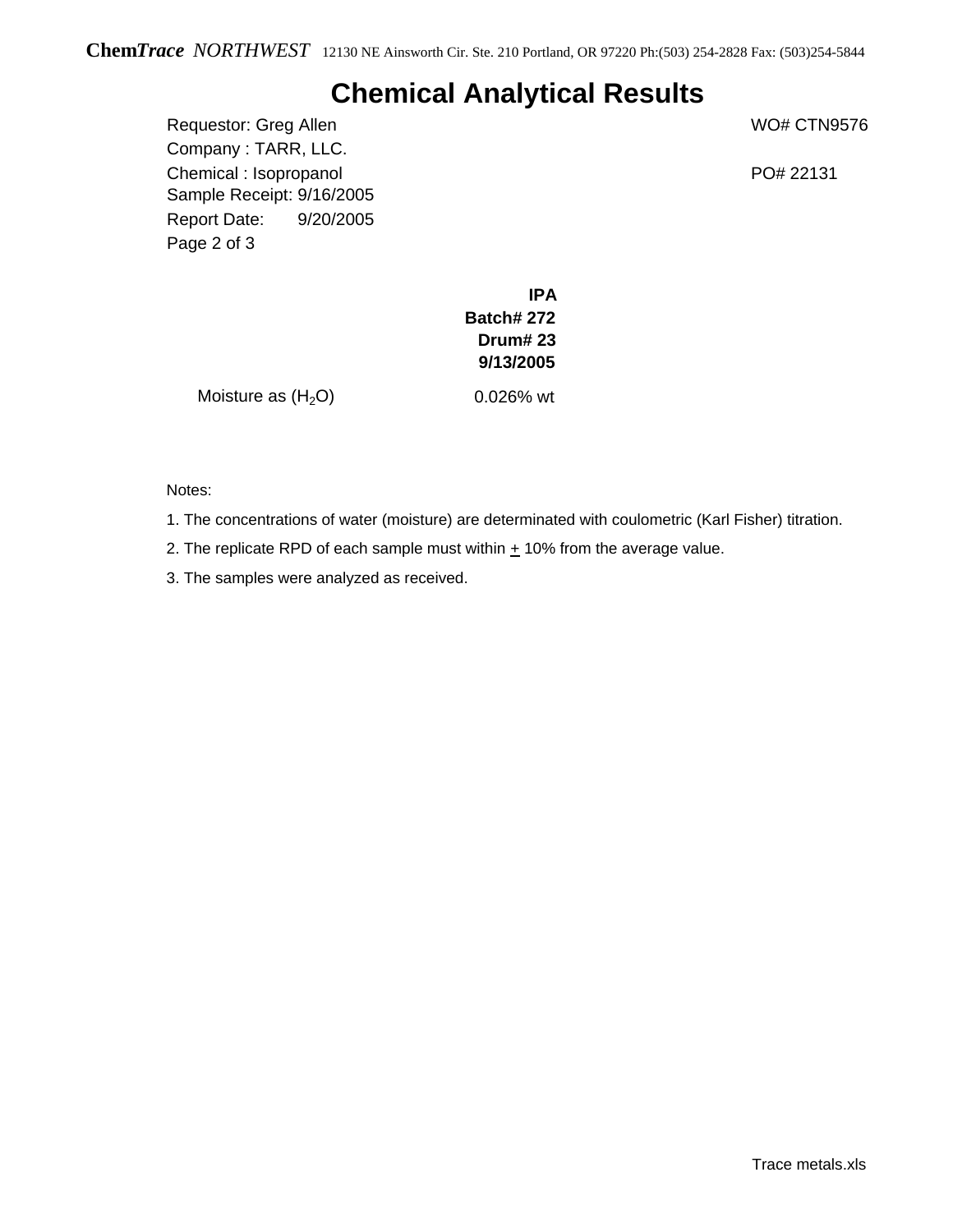**Chem*Trace*** *NORTHWEST* 12130 NE Ainsworth Cir. Ste. 210 Portland, OR 97220 Ph:(503) 254-2828 Fax: (503)254-5844

# Chemical Analytical Results

Requestor: Greg Allen WO# CTN9576

Company : TARR, LLC.

Chemical : Isopropanol PO# 22131

Sample Receipt: 9/16/2005

Report Date: 9/20/2005

|  | **IPA Batch# 272 Drum# 23 9/13/2005** |
|---|---|
| Moisture as ($H_2O$) | 0.026% wt |

Notes:

1. The concentrations of water (moisture) are determinated with coulometric (Karl Fisher) titration.
2. The replicate RPD of each sample must within ± 10% from the average value.
3. The samples were analyzed as received.

Trace metals.xls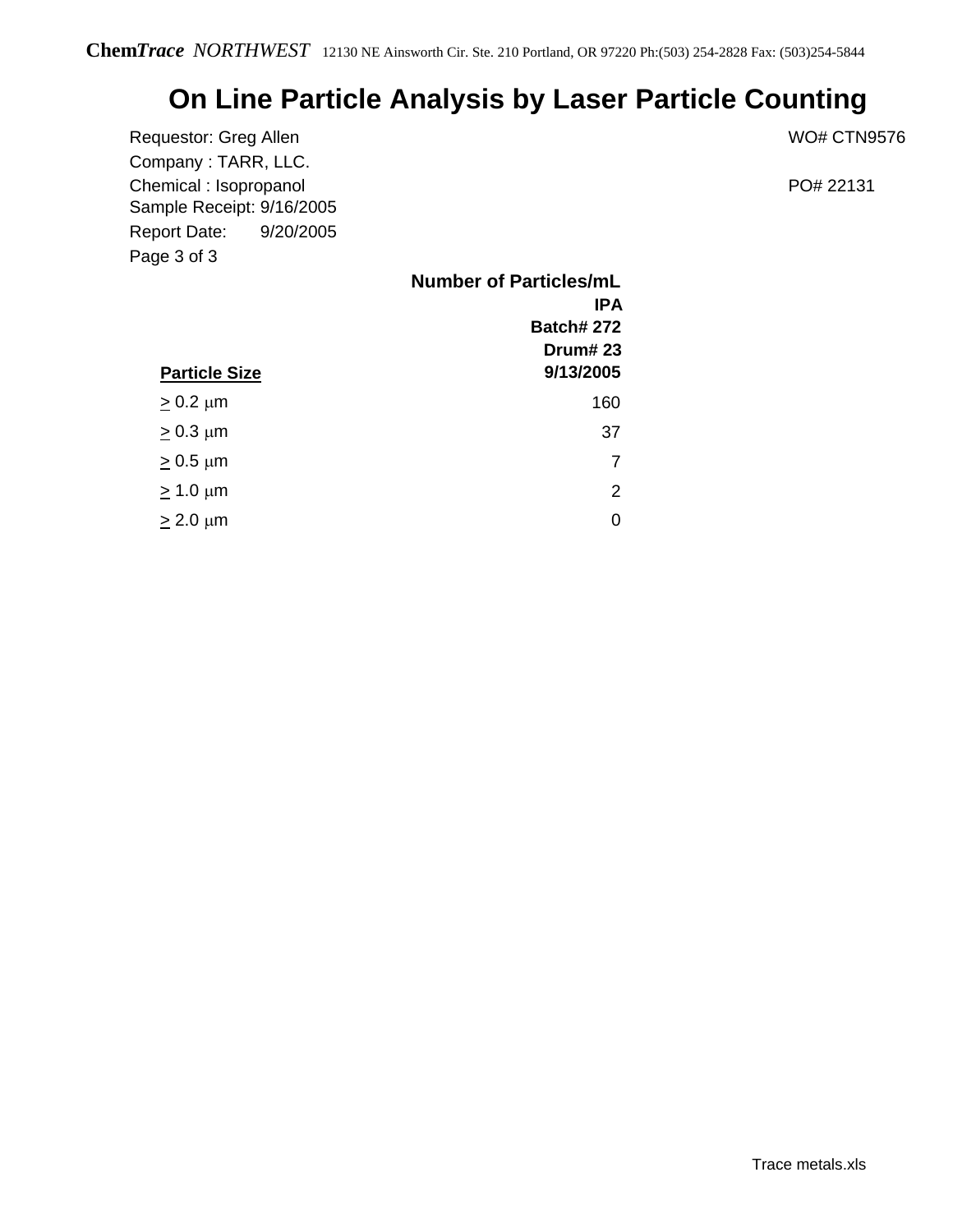**Chem*Trace* *NORTHWEST*** 12130 NE Ainsworth Cir. Ste. 210 Portland, OR 97220 Ph:(503) 254-2828 Fax: (503)254-5844

# On Line Particle Analysis by Laser Particle Counting

Requestor: Greg Allen　　　　WO# CTN9576

Company : TARR, LLC.

Chemical : Isopropanol　　　　PO# 22131

Sample Receipt: 9/16/2005

Report Date: 9/20/2005

Page 3 of 3

| | Number of Particles/mL |
|---|---|
| **Particle Size** | **IPA Batch# 272 Drum# 23 9/13/2005** |
| ≥ 0.2 µm | 160 |
| ≥ 0.3 µm | 37 |
| ≥ 0.5 µm | 7 |
| ≥ 1.0 µm | 2 |
| ≥ 2.0 µm | 0 |

Trace metals.xls